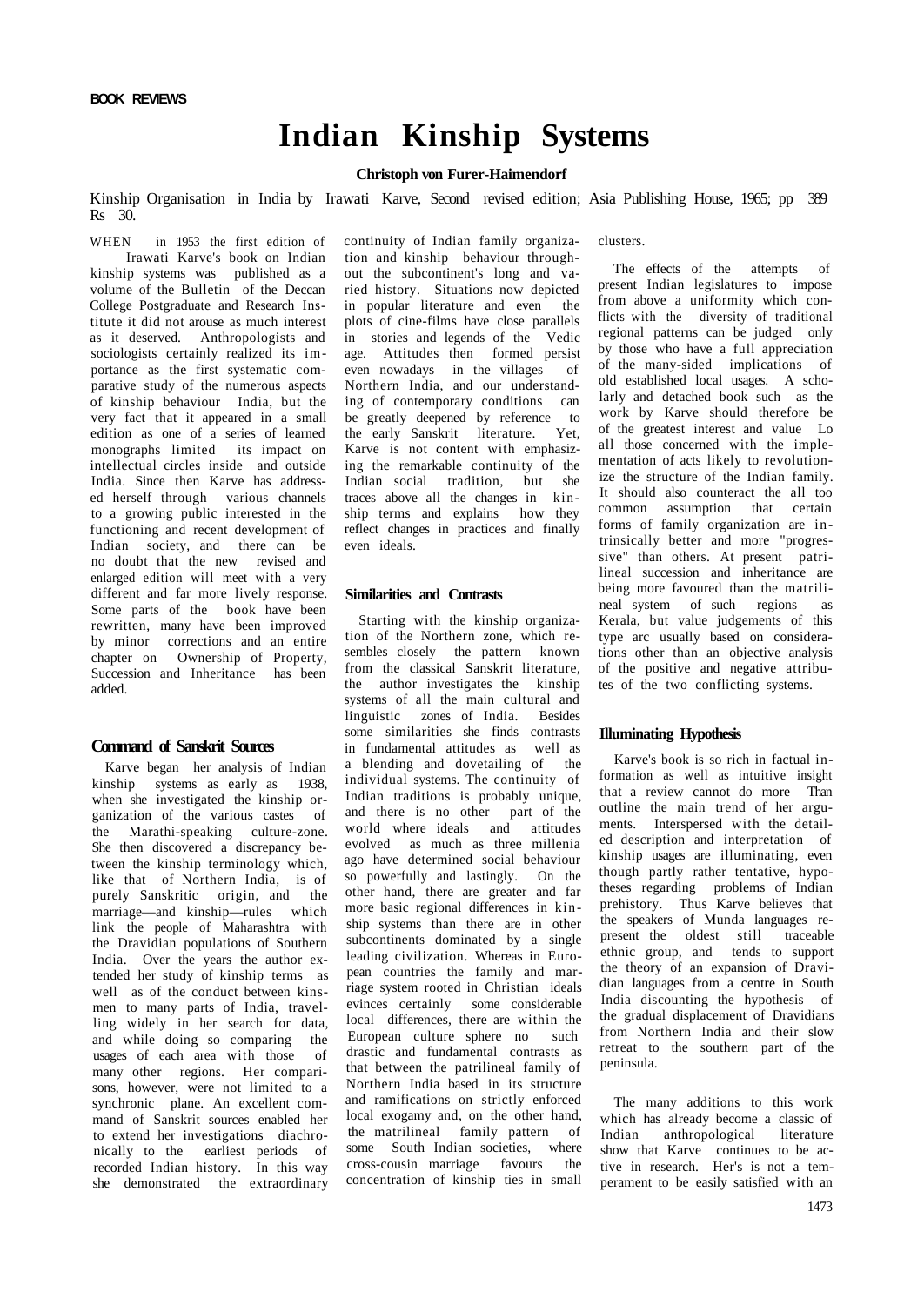BOOK REVIEWS

# Indian Kinship Systems

**Christoph von Furer-Haimendorf**

Kinship Organisation in India by Irawati Karve, Second revised edition; Asia Publishing House, 1965; pp 389 Rs 30.

WHEN in 1953 the first edition of Irawati Karve's book on Indian kinship systems was published as a volume of the Bulletin of the Deccan College Postgraduate and Research Institute it did not arouse as much interest as it deserved. Anthropologists and sociologists certainly realized its importance as the first systematic comparative study of the numerous aspects of kinship behaviour India, but the very fact that it appeared in a small edition as one of a series of learned monographs limited its impact on intellectual circles inside and outside India. Since then Karve has addressed herself through various channels to a growing public interested in the functioning and recent development of Indian society, and there can be no doubt that the new revised and enlarged edition will meet with a very different and far more lively response. Some parts of the book have been rewritten, many have been improved by minor corrections and an entire chapter on Ownership of Property, Succession and Inheritance has been added.

## Command of Sanskrit Sources

Karve began her analysis of Indian kinship systems as early as 1938, when she investigated the kinship organization of the various castes of the Marathi-speaking culture-zone. She then discovered a discrepancy between the kinship terminology which, like that of Northern India, is of purely Sanskritic origin, and the marriage—and kinship—rules which link the people of Maharashtra with the Dravidian populations of Southern India. Over the years the author extended her study of kinship terms as well as of the conduct between kinsmen to many parts of India, travelling widely in her search for data, and while doing so comparing the usages of each area with those of many other regions. Her comparisons, however, were not limited to a synchronic plane. An excellent command of Sanskrit sources enabled her to extend her investigations diachronically to the earliest periods of recorded Indian history. In this way she demonstrated the extraordinary continuity of Indian family organization and kinship behaviour throughout the subcontinent's long and varied history. Situations now depicted in popular literature and even the plots of cine-films have close parallels in stories and legends of the Vedic age. Attitudes then formed persist even nowadays in the villages of Northern India, and our understanding of contemporary conditions can be greatly deepened by reference to the early Sanskrit literature. Yet, Karve is not content with emphasizing the remarkable continuity of the Indian social tradition, but she traces above all the changes in kinship terms and explains how they reflect changes in practices and finally even ideals.

## Similarities and Contrasts

Starting with the kinship organization of the Northern zone, which resembles closely the pattern known from the classical Sanskrit literature, the author investigates the kinship systems of all the main cultural and linguistic zones of India. Besides some similarities she finds contrasts in fundamental attitudes as well as a blending and dovetailing of the individual systems. The continuity of Indian traditions is probably unique, and there is no other part of the world where ideals and attitudes evolved as much as three millenia ago have determined social behaviour so powerfully and lastingly. On the other hand, there are greater and far more basic regional differences in kinship systems than there are in other subcontinents dominated by a single leading civilization. Whereas in European countries the family and marriage system rooted in Christian ideals evinces certainly some considerable local differences, there are within the European culture sphere no such drastic and fundamental contrasts as that between the patrilineal family of Northern India based in its structure and ramifications on strictly enforced local exogamy and, on the other hand, the matrilineal family pattern of some South Indian societies, where cross-cousin marriage favours the concentration of kinship ties in small clusters.

The effects of the attempts of present Indian legislatures to impose from above a uniformity which conflicts with the diversity of traditional regional patterns can be judged only by those who have a full appreciation of the many-sided implications of old established local usages. A scholarly and detached book such as the work by Karve should therefore be of the greatest interest and value Lo all those concerned with the implementation of acts likely to revolutionize the structure of the Indian family. It should also counteract the all too common assumption that certain forms of family organization are intrinsically better and more "progressive" than others. At present patrilineal succession and inheritance are being more favoured than the matrilineal system of such regions as Kerala, but value judgements of this type arc usually based on considerations other than an objective analysis of the positive and negative attributes of the two conflicting systems.

## Illuminating Hypothesis

Karve's book is so rich in factual information as well as intuitive insight that a review cannot do more Than outline the main trend of her arguments. Interspersed with the detailed description and interpretation of kinship usages are illuminating, even though partly rather tentative, hypotheses regarding problems of Indian prehistory. Thus Karve believes that the speakers of Munda languages represent the oldest still traceable ethnic group, and tends to support the theory of an expansion of Dravidian languages from a centre in South India discounting the hypothesis of the gradual displacement of Dravidians from Northern India and their slow retreat to the southern part of the peninsula.

The many additions to this work which has already become a classic of Indian anthropological literature show that Karve continues to be active in research. Her's is not a temperament to be easily satisfied with an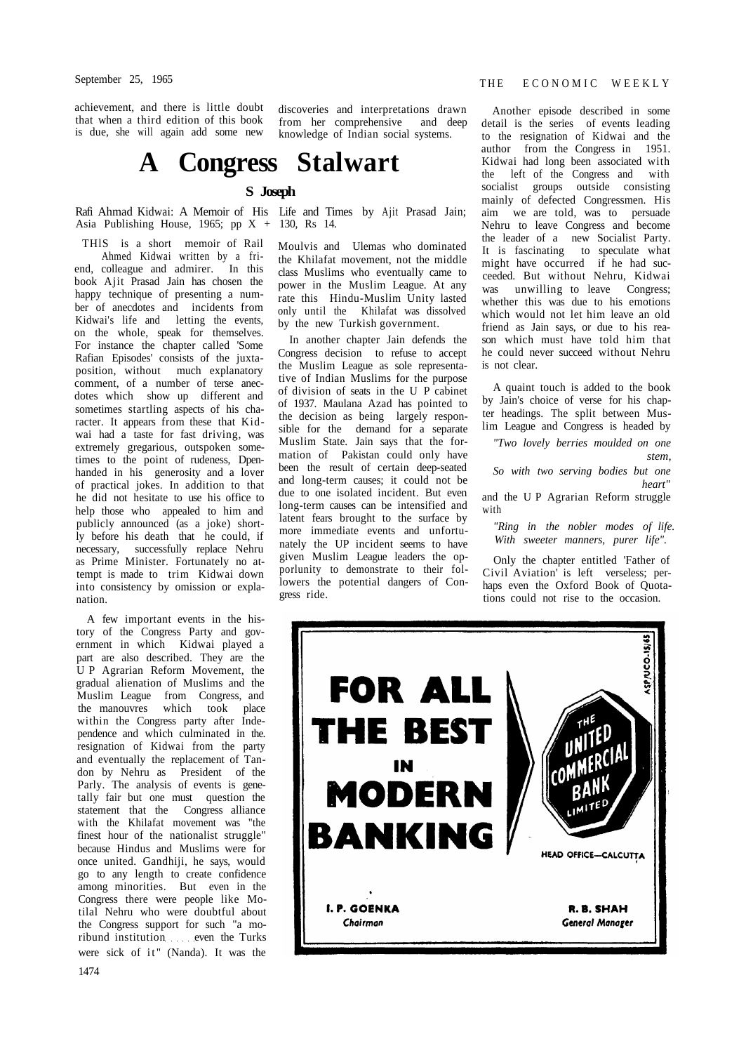achievement, and there is little doubt that when a third edition of this book is due, she will again add some new discoveries and interpretations drawn from her comprehensive and deep knowledge of Indian social systems.

# A Congress Stalwart

**S Joseph**

Rafi Ahmad Kidwai: A Memoir of His Life and Times by Ajit Prasad Jain; Asia Publishing House, 1965; pp X + 130, Rs 14.

THIS is a short memoir of Rail Ahmed Kidwai written by a friend, colleague and admirer. In this book Ajit Prasad Jain has chosen the happy technique of presenting a number of anecdotes and incidents from Kidwai's life and letting the events, on the whole, speak for themselves. For instance the chapter called 'Some Rafian Episodes' consists of the juxtaposition, without much explanatory comment, of a number of terse anecdotes which show up different and sometimes startling aspects of his character. It appears from these that Kidwai had a taste for fast driving, was extremely gregarious, outspoken sometimes to the point of rudeness, Dpenhanded in his generosity and a lover of practical jokes. In addition to that he did not hesitate to use his office to help those who appealed to him and publicly announced (as a joke) shortly before his death that he could, if necessary, successfully replace Nehru as Prime Minister. Fortunately no attempt is made to trim Kidwai down into consistency by omission or explanation.

A few important events in the history of the Congress Party and government in which Kidwai played a part are also described. They are the U P Agrarian Reform Movement, the gradual alienation of Muslims and the Muslim League from Congress, and the manouvres which took place within the Congress party after Independence and which culminated in the resignation of Kidwai from the party and eventually the replacement of Tandon by Nehru as President of the Parly. The analysis of events is genetally fair but one must question the statement that the Congress alliance with the Khilafat movement was "the finest hour of the nationalist struggle" because Hindus and Muslims were for once united. Gandhiji, he says, would go to any length to create confidence among minorities. But even in the Congress there were people like Motilal Nehru who were doubtful about the Congress support for such "a moribund institution . . . . even the Turks were sick of it" (Nanda). It was the Moulvis and Ulemas who dominated the Khilafat movement, not the middle class Muslims who eventually came to power in the Muslim League. At any rate this Hindu-Muslim Unity lasted only until the Khilafat was dissolved by the new Turkish government.

In another chapter Jain defends the Congress decision to refuse to accept the Muslim League as sole representative of Indian Muslims for the purpose of division of seats in the U P cabinet of 1937. Maulana Azad has pointed to the decision as being largely responsible for the demand for a separate Muslim State. Jain says that the formation of Pakistan could only have been the result of certain deep-seated and long-term causes; it could not be due to one isolated incident. But even long-term causes can be intensified and latent fears brought to the surface by more immediate events and unfortunately the UP incident seems to have given Muslim League leaders the opporlunity to demonstrate to their followers the potential dangers of Congress ride.

Another episode described in some detail is the series of events leading to the resignation of Kidwai and the author from the Congress in 1951. Kidwai had long been associated with the left of the Congress and with socialist groups outside consisting mainly of defected Congressmen. His aim we are told, was to persuade Nehru to leave Congress and become the leader of a new Socialist Party. It is fascinating to speculate what might have occurred if he had succeeded. But without Nehru, Kidwai was unwilling to leave Congress; whether this was due to his emotions which would not let him leave an old friend as Jain says, or due to his reason which must have told him that he could never succeed without Nehru is not clear.

A quaint touch is added to the book by Jain's choice of verse for his chapter headings. The split between Muslim League and Congress is headed by

*"Two lovely berries moulded on one stem,*
*So with two serving bodies but one heart"*

and the U P Agrarian Reform struggle with

*"Ring in the nobler modes of life.*
*With sweeter manners, purer life".*

Only the chapter entitled 'Father of Civil Aviation' is left verseless; perhaps even the Oxford Book of Quotations could not rise to the occasion.

ASP/UCO-15/65

**FOR ALL THE BEST IN MODERN BANKING**

THE UNITED COMMERCIAL BANK LIMITED

HEAD OFFICE—CALCUTTA

I. P. GOENKA
*Chairman*

R. B. SHAH
*General Manager*